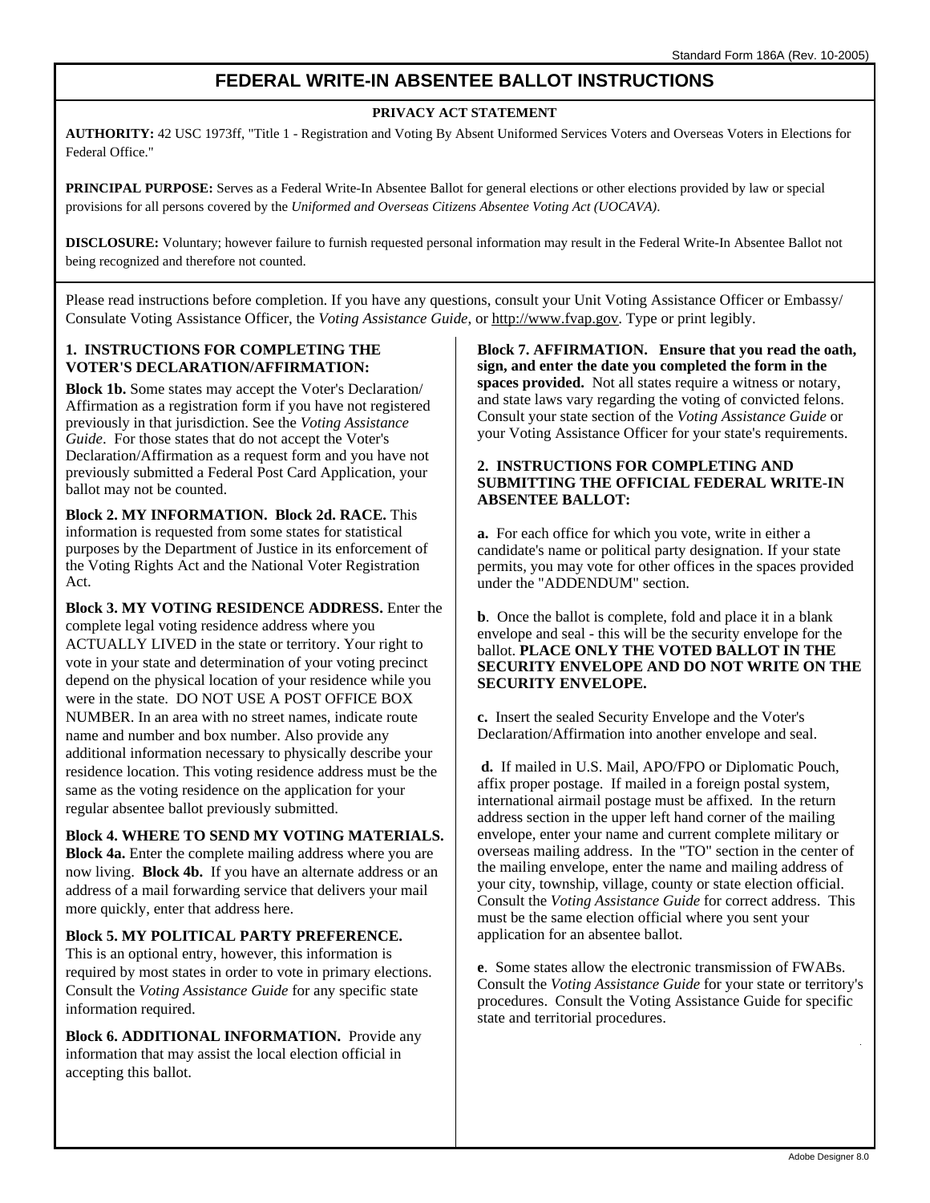Standard Form 186A (Rev. 10-2005)

# FEDERAL WRITE-IN ABSENTEE BALLOT INSTRUCTIONS

## PRIVACY ACT STATEMENT

**AUTHORITY:** 42 USC 1973ff, "Title 1 - Registration and Voting By Absent Uniformed Services Voters and Overseas Voters in Elections for Federal Office."

**PRINCIPAL PURPOSE:** Serves as a Federal Write-In Absentee Ballot for general elections or other elections provided by law or special provisions for all persons covered by the *Uniformed and Overseas Citizens Absentee Voting Act (UOCAVA)*.

**DISCLOSURE:** Voluntary; however failure to furnish requested personal information may result in the Federal Write-In Absentee Ballot not being recognized and therefore not counted.

Please read instructions before completion. If you have any questions, consult your Unit Voting Assistance Officer or Embassy/ Consulate Voting Assistance Officer, the *Voting Assistance Guide*, or http://www.fvap.gov. Type or print legibly.

### 1. INSTRUCTIONS FOR COMPLETING THE VOTER'S DECLARATION/AFFIRMATION:

**Block 1b.** Some states may accept the Voter's Declaration/ Affirmation as a registration form if you have not registered previously in that jurisdiction. See the *Voting Assistance Guide*. For those states that do not accept the Voter's Declaration/Affirmation as a request form and you have not previously submitted a Federal Post Card Application, your ballot may not be counted.

**Block 2. MY INFORMATION. Block 2d. RACE.** This information is requested from some states for statistical purposes by the Department of Justice in its enforcement of the Voting Rights Act and the National Voter Registration Act.

**Block 3. MY VOTING RESIDENCE ADDRESS.** Enter the complete legal voting residence address where you ACTUALLY LIVED in the state or territory. Your right to vote in your state and determination of your voting precinct depend on the physical location of your residence while you were in the state. DO NOT USE A POST OFFICE BOX NUMBER. In an area with no street names, indicate route name and number and box number. Also provide any additional information necessary to physically describe your residence location. This voting residence address must be the same as the voting residence on the application for your regular absentee ballot previously submitted.

**Block 4. WHERE TO SEND MY VOTING MATERIALS. Block 4a.** Enter the complete mailing address where you are now living. **Block 4b.** If you have an alternate address or an address of a mail forwarding service that delivers your mail more quickly, enter that address here.

**Block 5. MY POLITICAL PARTY PREFERENCE.** This is an optional entry, however, this information is required by most states in order to vote in primary elections. Consult the *Voting Assistance Guide* for any specific state information required.

**Block 6. ADDITIONAL INFORMATION.** Provide any information that may assist the local election official in accepting this ballot.

**Block 7. AFFIRMATION. Ensure that you read the oath, sign, and enter the date you completed the form in the spaces provided.** Not all states require a witness or notary, and state laws vary regarding the voting of convicted felons. Consult your state section of the *Voting Assistance Guide* or your Voting Assistance Officer for your state's requirements.

### 2. INSTRUCTIONS FOR COMPLETING AND SUBMITTING THE OFFICIAL FEDERAL WRITE-IN ABSENTEE BALLOT:

**a.** For each office for which you vote, write in either a candidate's name or political party designation. If your state permits, you may vote for other offices in the spaces provided under the "ADDENDUM" section.

**b**. Once the ballot is complete, fold and place it in a blank envelope and seal - this will be the security envelope for the ballot. **PLACE ONLY THE VOTED BALLOT IN THE SECURITY ENVELOPE AND DO NOT WRITE ON THE SECURITY ENVELOPE.**

**c.** Insert the sealed Security Envelope and the Voter's Declaration/Affirmation into another envelope and seal.

**d.** If mailed in U.S. Mail, APO/FPO or Diplomatic Pouch, affix proper postage. If mailed in a foreign postal system, international airmail postage must be affixed. In the return address section in the upper left hand corner of the mailing envelope, enter your name and current complete military or overseas mailing address. In the "TO" section in the center of the mailing envelope, enter the name and mailing address of your city, township, village, county or state election official. Consult the *Voting Assistance Guide* for correct address. This must be the same election official where you sent your application for an absentee ballot.

**e**. Some states allow the electronic transmission of FWABs. Consult the *Voting Assistance Guide* for your state or territory's procedures. Consult the Voting Assistance Guide for specific state and territorial procedures.

Adobe Designer 8.0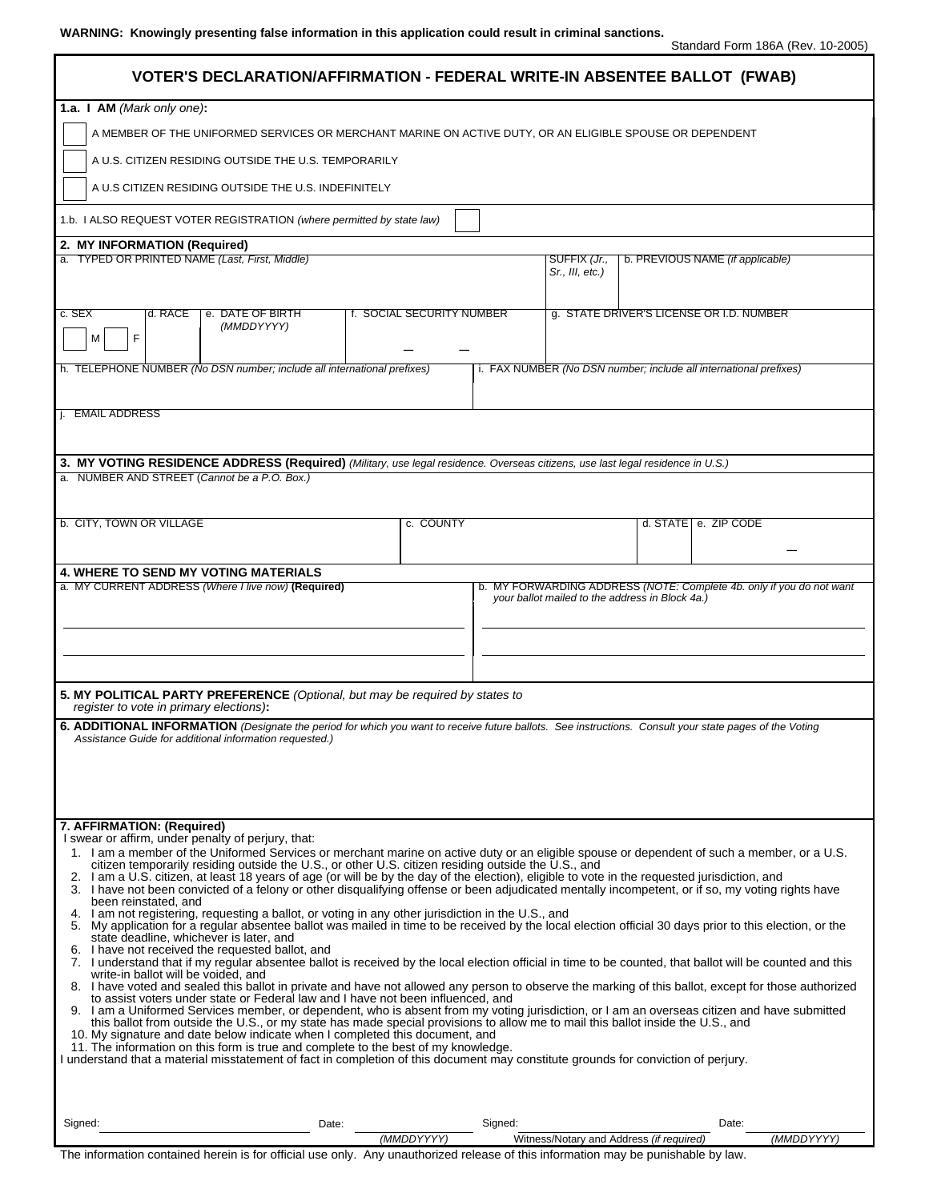**WARNING: Knowingly presenting false information in this application could result in criminal sanctions.**

Standard Form 186A (Rev. 10-2005)

# VOTER'S DECLARATION/AFFIRMATION - FEDERAL WRITE-IN ABSENTEE BALLOT (FWAB)

**1.a. I AM** *(Mark only one)***:**

☐ A MEMBER OF THE UNIFORMED SERVICES OR MERCHANT MARINE ON ACTIVE DUTY, OR AN ELIGIBLE SPOUSE OR DEPENDENT

☐ A U.S. CITIZEN RESIDING OUTSIDE THE U.S. TEMPORARILY

☐ A U.S CITIZEN RESIDING OUTSIDE THE U.S. INDEFINITELY

1.b. I ALSO REQUEST VOTER REGISTRATION *(where permitted by state law)* ☐

**2. MY INFORMATION (Required)**

| a. TYPED OR PRINTED NAME *(Last, First, Middle)* | SUFFIX *(Jr., Sr., III, etc.)* | b. PREVIOUS NAME *(if applicable)* |
|---|---|---|
| | | |

| c. SEX | d. RACE | e. DATE OF BIRTH *(MMDDYYYY)* | f. SOCIAL SECURITY NUMBER | g. STATE DRIVER'S LICENSE OR I.D. NUMBER |
|---|---|---|---|---|
| ☐ M ☐ F | | | — — | |

| h. TELEPHONE NUMBER *(No DSN number; include all international prefixes)* | i. FAX NUMBER *(No DSN number; include all international prefixes)* |
|---|---|
| | |

j. EMAIL ADDRESS

**3. MY VOTING RESIDENCE ADDRESS (Required)** *(Military, use legal residence. Overseas citizens, use last legal residence in U.S.)*

a. NUMBER AND STREET *(Cannot be a P.O. Box.)*

| b. CITY, TOWN OR VILLAGE | c. COUNTY | d. STATE | e. ZIP CODE |
|---|---|---|---|
| | | | — |

**4. WHERE TO SEND MY VOTING MATERIALS**

| a. MY CURRENT ADDRESS *(Where I live now)* **(Required)** | b. MY FORWARDING ADDRESS *(NOTE: Complete 4b. only if you do not want your ballot mailed to the address in Block 4a.)* |
|---|---|
| | |

**5. MY POLITICAL PARTY PREFERENCE** *(Optional, but may be required by states to register to vote in primary elections)***:**

**6. ADDITIONAL INFORMATION** *(Designate the period for which you want to receive future ballots. See instructions. Consult your state pages of the Voting Assistance Guide for additional information requested.)*

**7. AFFIRMATION: (Required)**

I swear or affirm, under penalty of perjury, that:

1. I am a member of the Uniformed Services or merchant marine on active duty or an eligible spouse or dependent of such a member, or a U.S. citizen temporarily residing outside the U.S., or other U.S. citizen residing outside the U.S., and
2. I am a U.S. citizen, at least 18 years of age (or will be by the day of the election), eligible to vote in the requested jurisdiction, and
3. I have not been convicted of a felony or other disqualifying offense or been adjudicated mentally incompetent, or if so, my voting rights have been reinstated, and
4. I am not registering, requesting a ballot, or voting in any other jurisdiction in the U.S., and
5. My application for a regular absentee ballot was mailed in time to be received by the local election official 30 days prior to this election, or the state deadline, whichever is later, and
6. I have not received the requested ballot, and
7. I understand that if my regular absentee ballot is received by the local election official in time to be counted, that ballot will be counted and this write-in ballot will be voided, and
8. I have voted and sealed this ballot in private and have not allowed any person to observe the marking of this ballot, except for those authorized to assist voters under state or Federal law and I have not been influenced, and
9. I am a Uniformed Services member, or dependent, who is absent from my voting jurisdiction, or I am an overseas citizen and have submitted this ballot from outside the U.S., or my state has made special provisions to allow me to mail this ballot inside the U.S., and
10. My signature and date below indicate when I completed this document, and
11. The information on this form is true and complete to the best of my knowledge.

I understand that a material misstatement of fact in completion of this document may constitute grounds for conviction of perjury.

Signed: ____________________ Date: ____________ *(MMDDYYYY)*

Signed: ____________________ *Witness/Notary and Address (if required)* Date: ____________ *(MMDDYYYY)*

The information contained herein is for official use only. Any unauthorized release of this information may be punishable by law.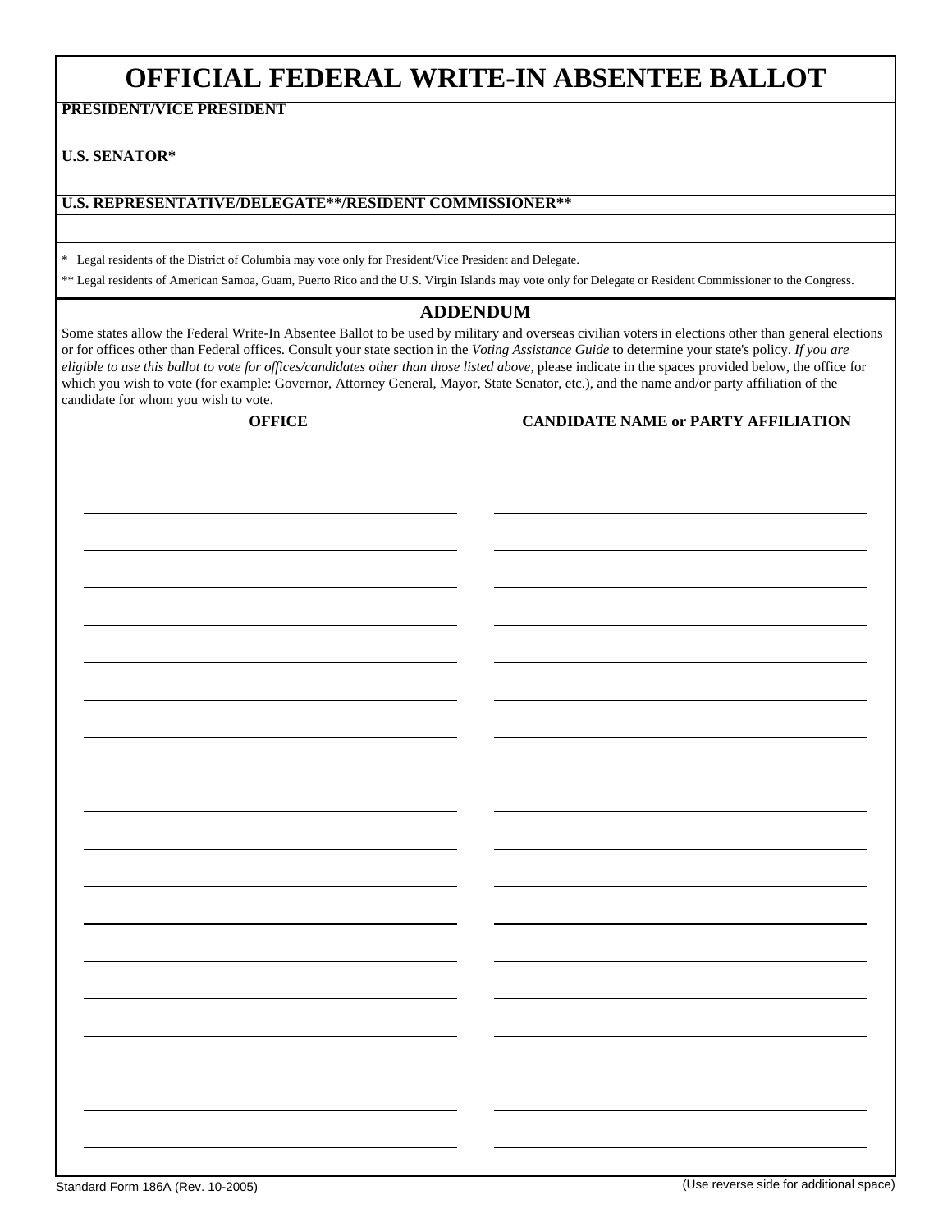# OFFICIAL FEDERAL WRITE-IN ABSENTEE BALLOT

**PRESIDENT/VICE PRESIDENT**

**U.S. SENATOR***

**U.S. REPRESENTATIVE/DELEGATE**/RESIDENT COMMISSIONER****

\*  Legal residents of the District of Columbia may vote only for President/Vice President and Delegate.

** Legal residents of American Samoa, Guam, Puerto Rico and the U.S. Virgin Islands may vote only for Delegate or Resident Commissioner to the Congress.

## ADDENDUM

Some states allow the Federal Write-In Absentee Ballot to be used by military and overseas civilian voters in elections other than general elections or for offices other than Federal offices. Consult your state section in the *Voting Assistance Guide* to determine your state's policy. *If you are eligible to use this ballot to vote for offices/candidates other than those listed above*, please indicate in the spaces provided below, the office for which you wish to vote (for example: Governor, Attorney General, Mayor, State Senator, etc.), and the name and/or party affiliation of the candidate for whom you wish to vote.

| OFFICE | CANDIDATE NAME or PARTY AFFILIATION |
|---|---|
| | |
| | |
| | |
| | |
| | |
| | |
| | |
| | |
| | |
| | |
| | |
| | |
| | |
| | |
| | |
| | |
| | |
| | |
| | |

Standard Form 186A (Rev. 10-2005)

(Use reverse side for additional space)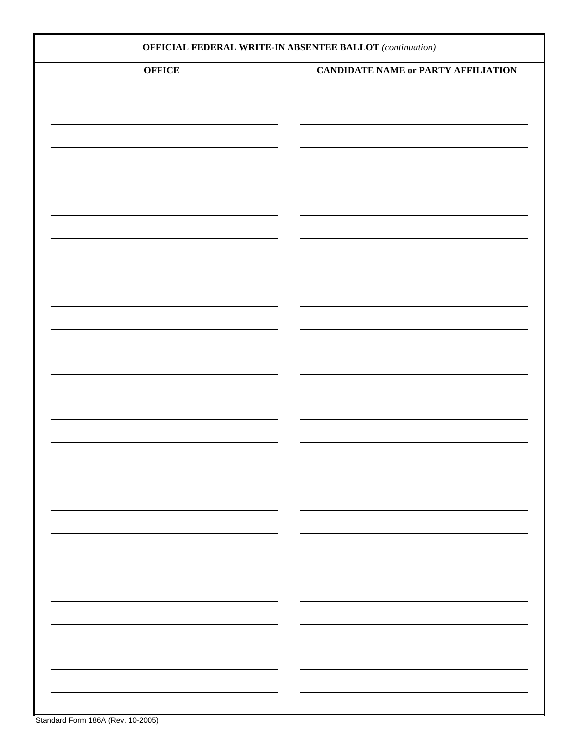## OFFICIAL FEDERAL WRITE-IN ABSENTEE BALLOT *(continuation)*

| OFFICE | CANDIDATE NAME or PARTY AFFILIATION |
| --- | --- |
| | |
| | |
| | |
| | |
| | |
| | |
| | |
| | |
| | |
| | |
| | |
| | |
| | |
| | |
| | |
| | |
| | |
| | |
| | |
| | |
| | |
| | |
| | |
| | |
| | |
| | |
| | |

Standard Form 186A (Rev. 10-2005)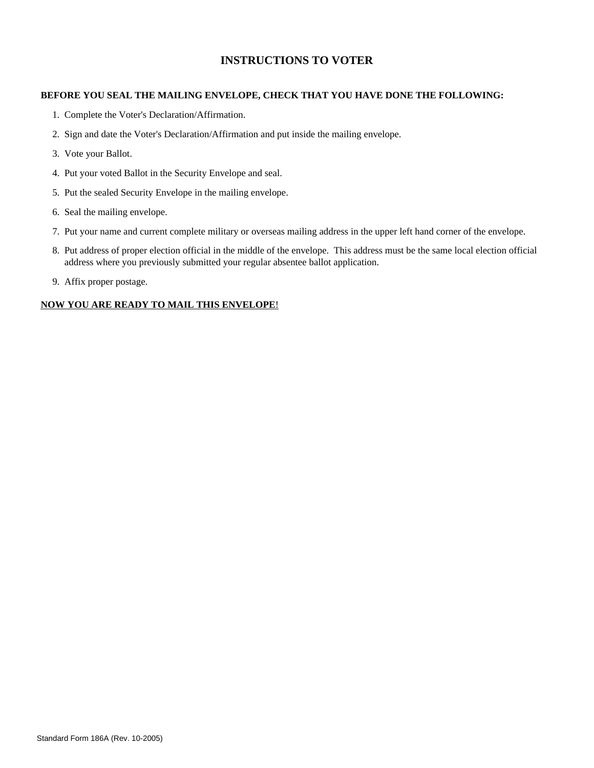# INSTRUCTIONS TO VOTER

**BEFORE YOU SEAL THE MAILING ENVELOPE, CHECK THAT YOU HAVE DONE THE FOLLOWING:**

1. Complete the Voter's Declaration/Affirmation.
2. Sign and date the Voter's Declaration/Affirmation and put inside the mailing envelope.
3. Vote your Ballot.
4. Put your voted Ballot in the Security Envelope and seal.
5. Put the sealed Security Envelope in the mailing envelope.
6. Seal the mailing envelope.
7. Put your name and current complete military or overseas mailing address in the upper left hand corner of the envelope.
8. Put address of proper election official in the middle of the envelope. This address must be the same local election official address where you previously submitted your regular absentee ballot application.
9. Affix proper postage.

**NOW YOU ARE READY TO MAIL THIS ENVELOPE**!

Standard Form 186A (Rev. 10-2005)